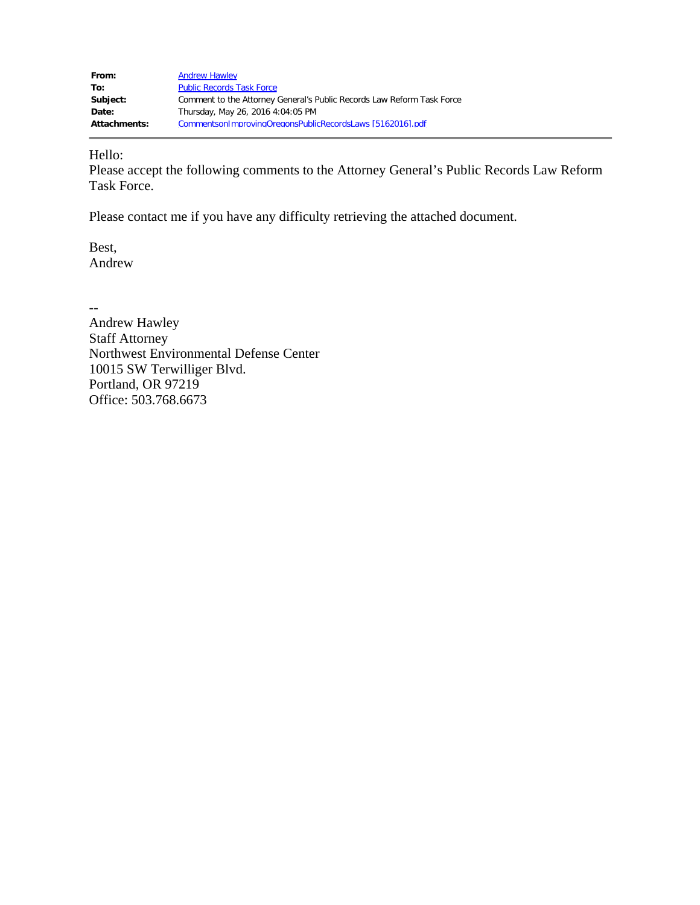| | |
|---|---|
| **From:** | Andrew Hawley |
| **To:** | Public Records Task Force |
| **Subject:** | Comment to the Attorney General's Public Records Law Reform Task Force |
| **Date:** | Thursday, May 26, 2016 4:04:05 PM |
| **Attachments:** | CommentsonImprovingOregonsPublicRecordsLaws [5162016].pdf |

---

Hello:
Please accept the following comments to the Attorney General's Public Records Law Reform Task Force.

Please contact me if you have any difficulty retrieving the attached document.

Best,
Andrew

--
Andrew Hawley
Staff Attorney
Northwest Environmental Defense Center
10015 SW Terwilliger Blvd.
Portland, OR 97219
Office: 503.768.6673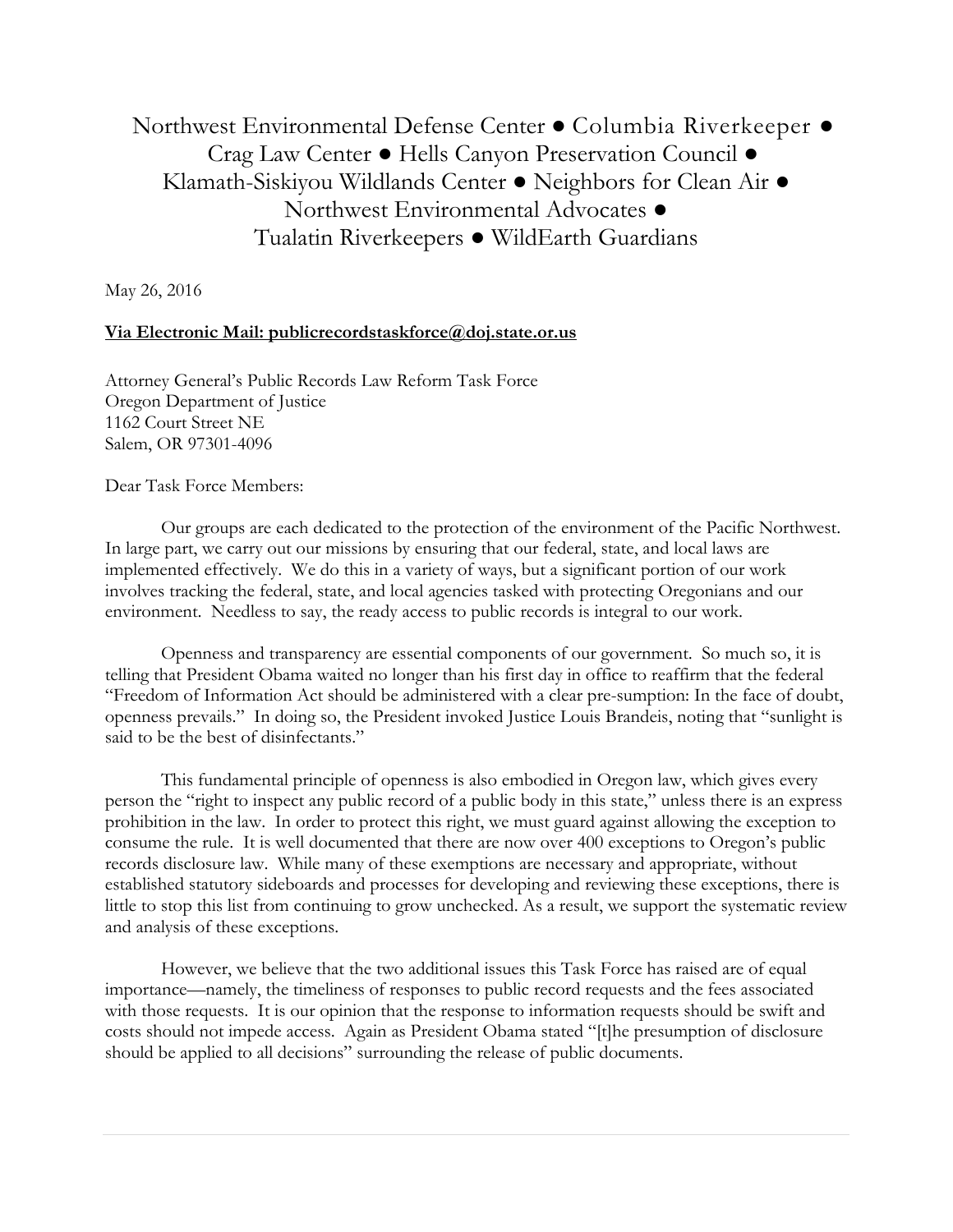Northwest Environmental Defense Center ● Columbia Riverkeeper ● Crag Law Center ● Hells Canyon Preservation Council ● Klamath-Siskiyou Wildlands Center ● Neighbors for Clean Air ● Northwest Environmental Advocates ● Tualatin Riverkeepers ● WildEarth Guardians

May 26, 2016

**Via Electronic Mail: publicrecordstaskforce@doj.state.or.us**

Attorney General's Public Records Law Reform Task Force
Oregon Department of Justice
1162 Court Street NE
Salem, OR 97301-4096

Dear Task Force Members:

Our groups are each dedicated to the protection of the environment of the Pacific Northwest. In large part, we carry out our missions by ensuring that our federal, state, and local laws are implemented effectively. We do this in a variety of ways, but a significant portion of our work involves tracking the federal, state, and local agencies tasked with protecting Oregonians and our environment. Needless to say, the ready access to public records is integral to our work.

Openness and transparency are essential components of our government. So much so, it is telling that President Obama waited no longer than his first day in office to reaffirm that the federal "Freedom of Information Act should be administered with a clear pre-sumption: In the face of doubt, openness prevails." In doing so, the President invoked Justice Louis Brandeis, noting that "sunlight is said to be the best of disinfectants."

This fundamental principle of openness is also embodied in Oregon law, which gives every person the "right to inspect any public record of a public body in this state," unless there is an express prohibition in the law. In order to protect this right, we must guard against allowing the exception to consume the rule. It is well documented that there are now over 400 exceptions to Oregon's public records disclosure law. While many of these exemptions are necessary and appropriate, without established statutory sideboards and processes for developing and reviewing these exceptions, there is little to stop this list from continuing to grow unchecked. As a result, we support the systematic review and analysis of these exceptions.

However, we believe that the two additional issues this Task Force has raised are of equal importance—namely, the timeliness of responses to public record requests and the fees associated with those requests. It is our opinion that the response to information requests should be swift and costs should not impede access. Again as President Obama stated "[t]he presumption of disclosure should be applied to all decisions" surrounding the release of public documents.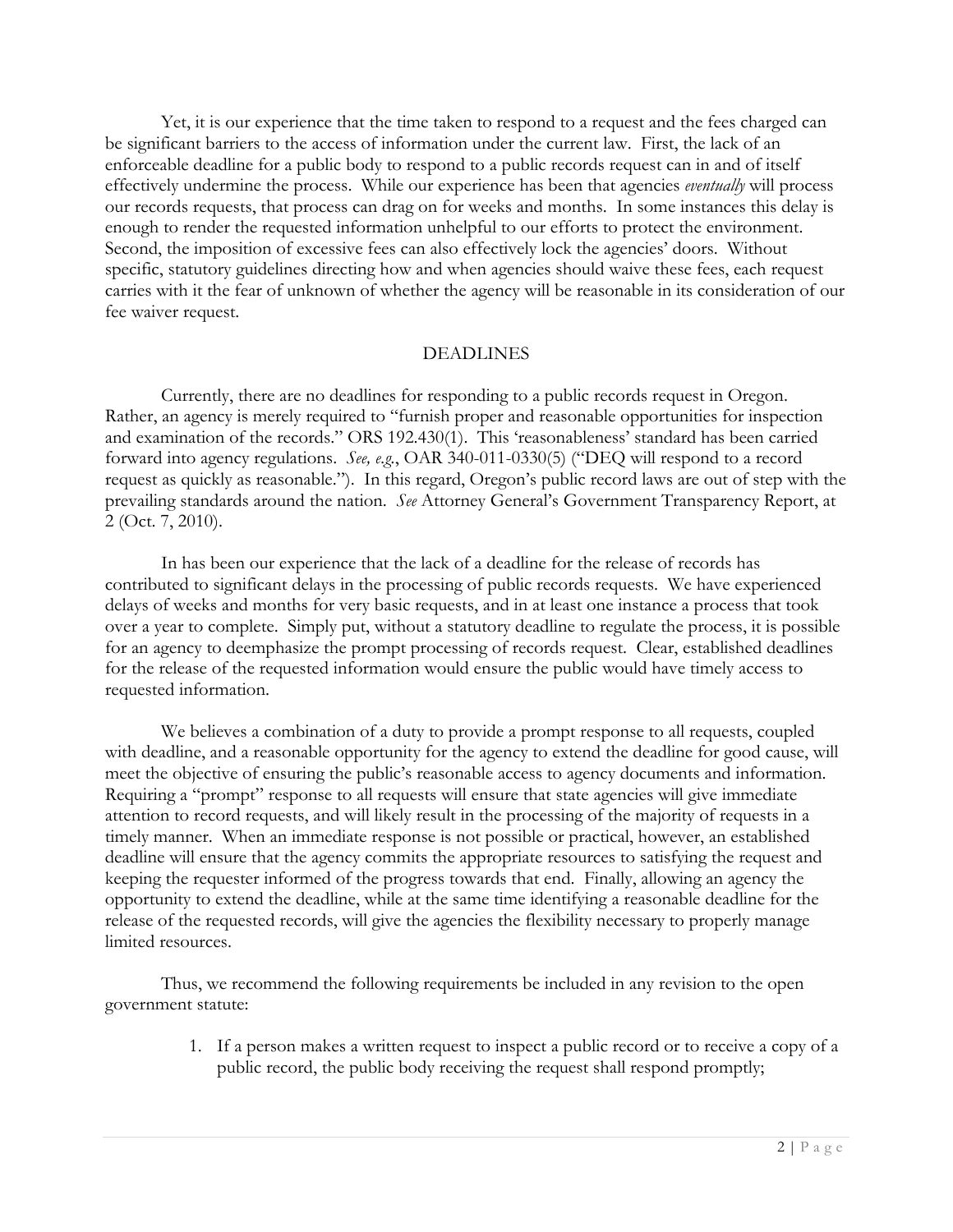Yet, it is our experience that the time taken to respond to a request and the fees charged can be significant barriers to the access of information under the current law. First, the lack of an enforceable deadline for a public body to respond to a public records request can in and of itself effectively undermine the process. While our experience has been that agencies *eventually* will process our records requests, that process can drag on for weeks and months. In some instances this delay is enough to render the requested information unhelpful to our efforts to protect the environment. Second, the imposition of excessive fees can also effectively lock the agencies' doors. Without specific, statutory guidelines directing how and when agencies should waive these fees, each request carries with it the fear of unknown of whether the agency will be reasonable in its consideration of our fee waiver request.

## DEADLINES

Currently, there are no deadlines for responding to a public records request in Oregon. Rather, an agency is merely required to "furnish proper and reasonable opportunities for inspection and examination of the records." ORS 192.430(1). This 'reasonableness' standard has been carried forward into agency regulations. *See, e.g.*, OAR 340-011-0330(5) ("DEQ will respond to a record request as quickly as reasonable."). In this regard, Oregon's public record laws are out of step with the prevailing standards around the nation. *See* Attorney General's Government Transparency Report, at 2 (Oct. 7, 2010).

In has been our experience that the lack of a deadline for the release of records has contributed to significant delays in the processing of public records requests. We have experienced delays of weeks and months for very basic requests, and in at least one instance a process that took over a year to complete. Simply put, without a statutory deadline to regulate the process, it is possible for an agency to deemphasize the prompt processing of records request. Clear, established deadlines for the release of the requested information would ensure the public would have timely access to requested information.

We believes a combination of a duty to provide a prompt response to all requests, coupled with deadline, and a reasonable opportunity for the agency to extend the deadline for good cause, will meet the objective of ensuring the public's reasonable access to agency documents and information. Requiring a "prompt" response to all requests will ensure that state agencies will give immediate attention to record requests, and will likely result in the processing of the majority of requests in a timely manner. When an immediate response is not possible or practical, however, an established deadline will ensure that the agency commits the appropriate resources to satisfying the request and keeping the requester informed of the progress towards that end. Finally, allowing an agency the opportunity to extend the deadline, while at the same time identifying a reasonable deadline for the release of the requested records, will give the agencies the flexibility necessary to properly manage limited resources.

Thus, we recommend the following requirements be included in any revision to the open government statute:

1. If a person makes a written request to inspect a public record or to receive a copy of a public record, the public body receiving the request shall respond promptly;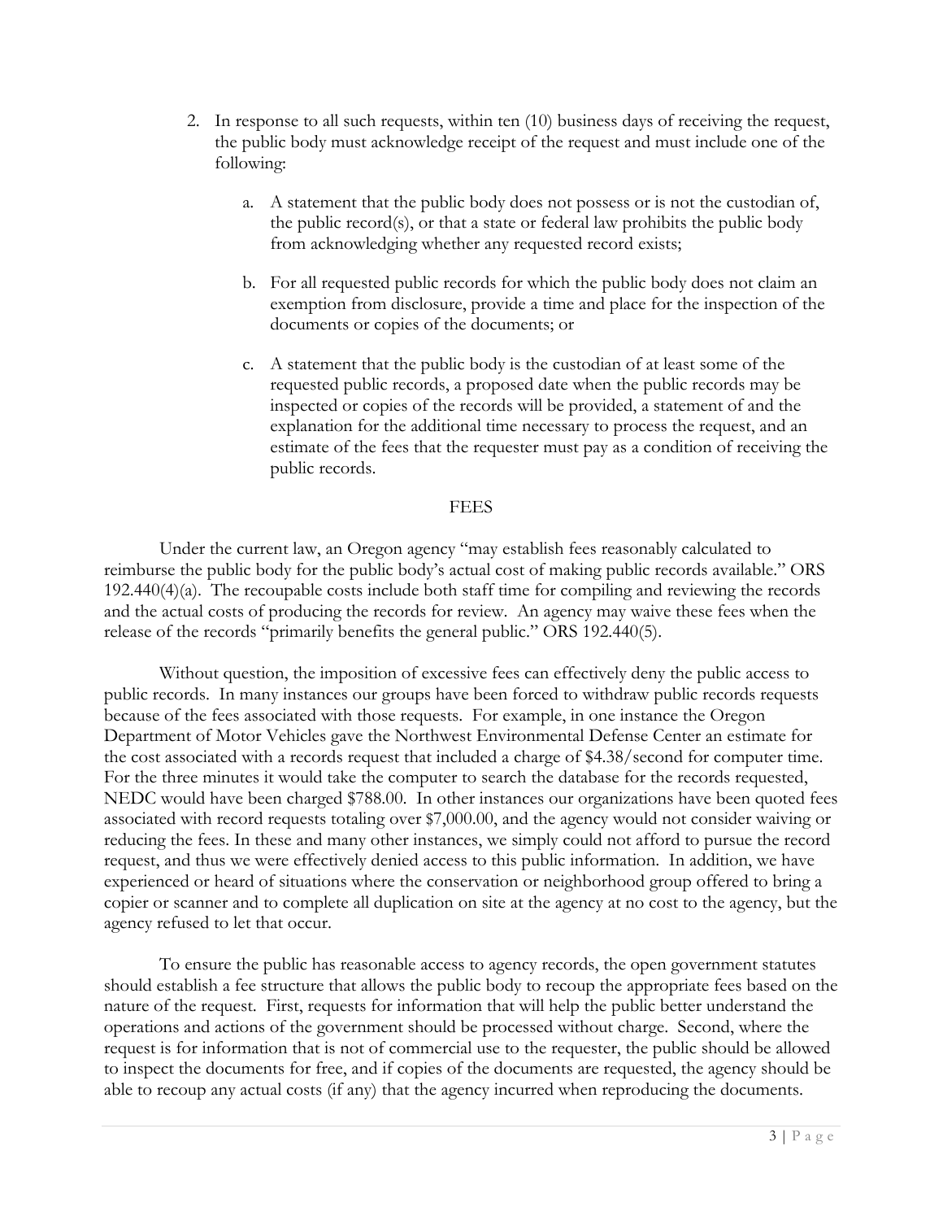2. In response to all such requests, within ten (10) business days of receiving the request, the public body must acknowledge receipt of the request and must include one of the following:

   a. A statement that the public body does not possess or is not the custodian of, the public record(s), or that a state or federal law prohibits the public body from acknowledging whether any requested record exists;

   b. For all requested public records for which the public body does not claim an exemption from disclosure, provide a time and place for the inspection of the documents or copies of the documents; or

   c. A statement that the public body is the custodian of at least some of the requested public records, a proposed date when the public records may be inspected or copies of the records will be provided, a statement of and the explanation for the additional time necessary to process the request, and an estimate of the fees that the requester must pay as a condition of receiving the public records.

## FEES

Under the current law, an Oregon agency "may establish fees reasonably calculated to reimburse the public body for the public body's actual cost of making public records available." ORS 192.440(4)(a). The recoupable costs include both staff time for compiling and reviewing the records and the actual costs of producing the records for review. An agency may waive these fees when the release of the records "primarily benefits the general public." ORS 192.440(5).

Without question, the imposition of excessive fees can effectively deny the public access to public records. In many instances our groups have been forced to withdraw public records requests because of the fees associated with those requests. For example, in one instance the Oregon Department of Motor Vehicles gave the Northwest Environmental Defense Center an estimate for the cost associated with a records request that included a charge of $4.38/second for computer time. For the three minutes it would take the computer to search the database for the records requested, NEDC would have been charged $788.00. In other instances our organizations have been quoted fees associated with record requests totaling over $7,000.00, and the agency would not consider waiving or reducing the fees. In these and many other instances, we simply could not afford to pursue the record request, and thus we were effectively denied access to this public information. In addition, we have experienced or heard of situations where the conservation or neighborhood group offered to bring a copier or scanner and to complete all duplication on site at the agency at no cost to the agency, but the agency refused to let that occur.

To ensure the public has reasonable access to agency records, the open government statutes should establish a fee structure that allows the public body to recoup the appropriate fees based on the nature of the request. First, requests for information that will help the public better understand the operations and actions of the government should be processed without charge. Second, where the request is for information that is not of commercial use to the requester, the public should be allowed to inspect the documents for free, and if copies of the documents are requested, the agency should be able to recoup any actual costs (if any) that the agency incurred when reproducing the documents.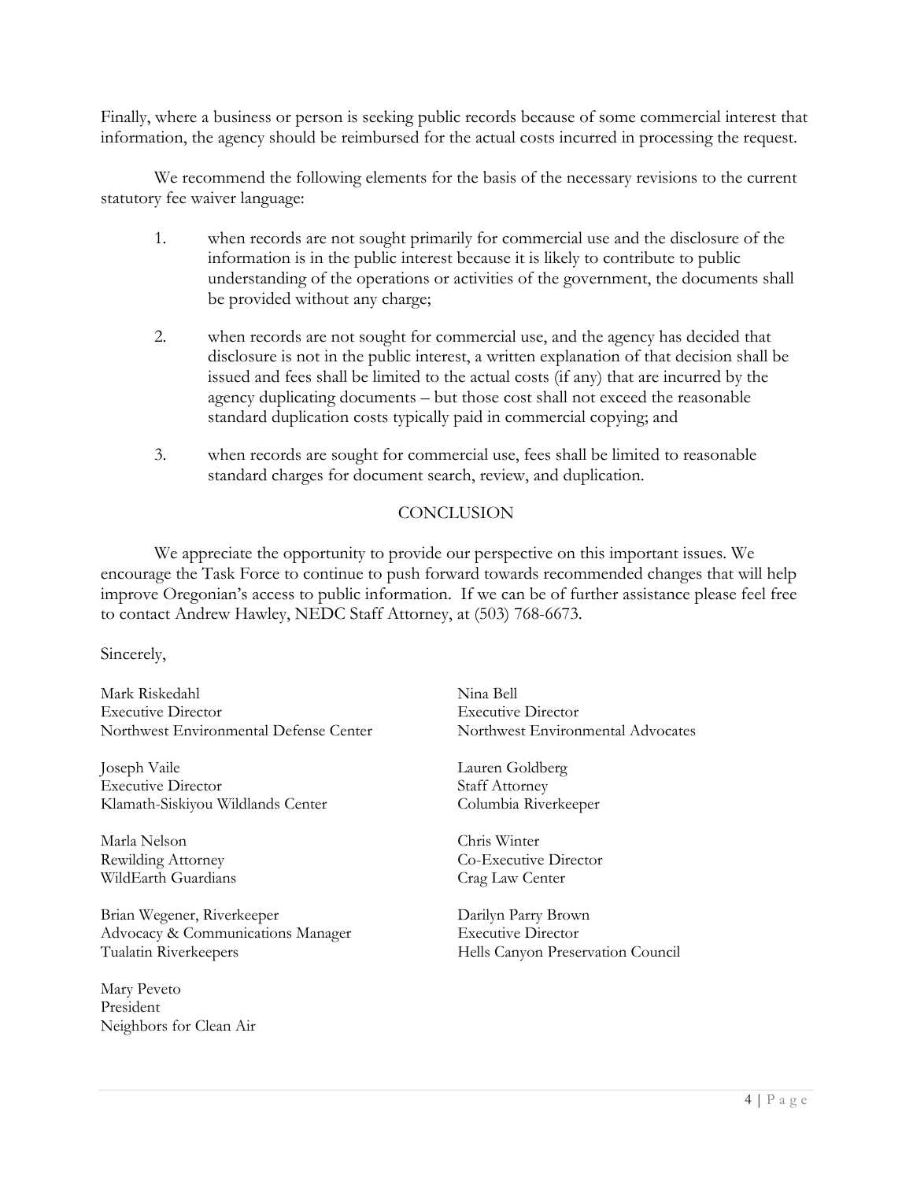Finally, where a business or person is seeking public records because of some commercial interest that information, the agency should be reimbursed for the actual costs incurred in processing the request.

We recommend the following elements for the basis of the necessary revisions to the current statutory fee waiver language:

1. when records are not sought primarily for commercial use and the disclosure of the information is in the public interest because it is likely to contribute to public understanding of the operations or activities of the government, the documents shall be provided without any charge;

2. when records are not sought for commercial use, and the agency has decided that disclosure is not in the public interest, a written explanation of that decision shall be issued and fees shall be limited to the actual costs (if any) that are incurred by the agency duplicating documents – but those cost shall not exceed the reasonable standard duplication costs typically paid in commercial copying; and

3. when records are sought for commercial use, fees shall be limited to reasonable standard charges for document search, review, and duplication.

## CONCLUSION

We appreciate the opportunity to provide our perspective on this important issues. We encourage the Task Force to continue to push forward towards recommended changes that will help improve Oregonian's access to public information. If we can be of further assistance please feel free to contact Andrew Hawley, NEDC Staff Attorney, at (503) 768-6673.

Sincerely,

Mark Riskedahl
Executive Director
Northwest Environmental Defense Center

Nina Bell
Executive Director
Northwest Environmental Advocates

Joseph Vaile
Executive Director
Klamath-Siskiyou Wildlands Center

Lauren Goldberg
Staff Attorney
Columbia Riverkeeper

Marla Nelson
Rewilding Attorney
WildEarth Guardians

Chris Winter
Co-Executive Director
Crag Law Center

Brian Wegener, Riverkeeper
Advocacy & Communications Manager
Tualatin Riverkeepers

Darilyn Parry Brown
Executive Director
Hells Canyon Preservation Council

Mary Peveto
President
Neighbors for Clean Air